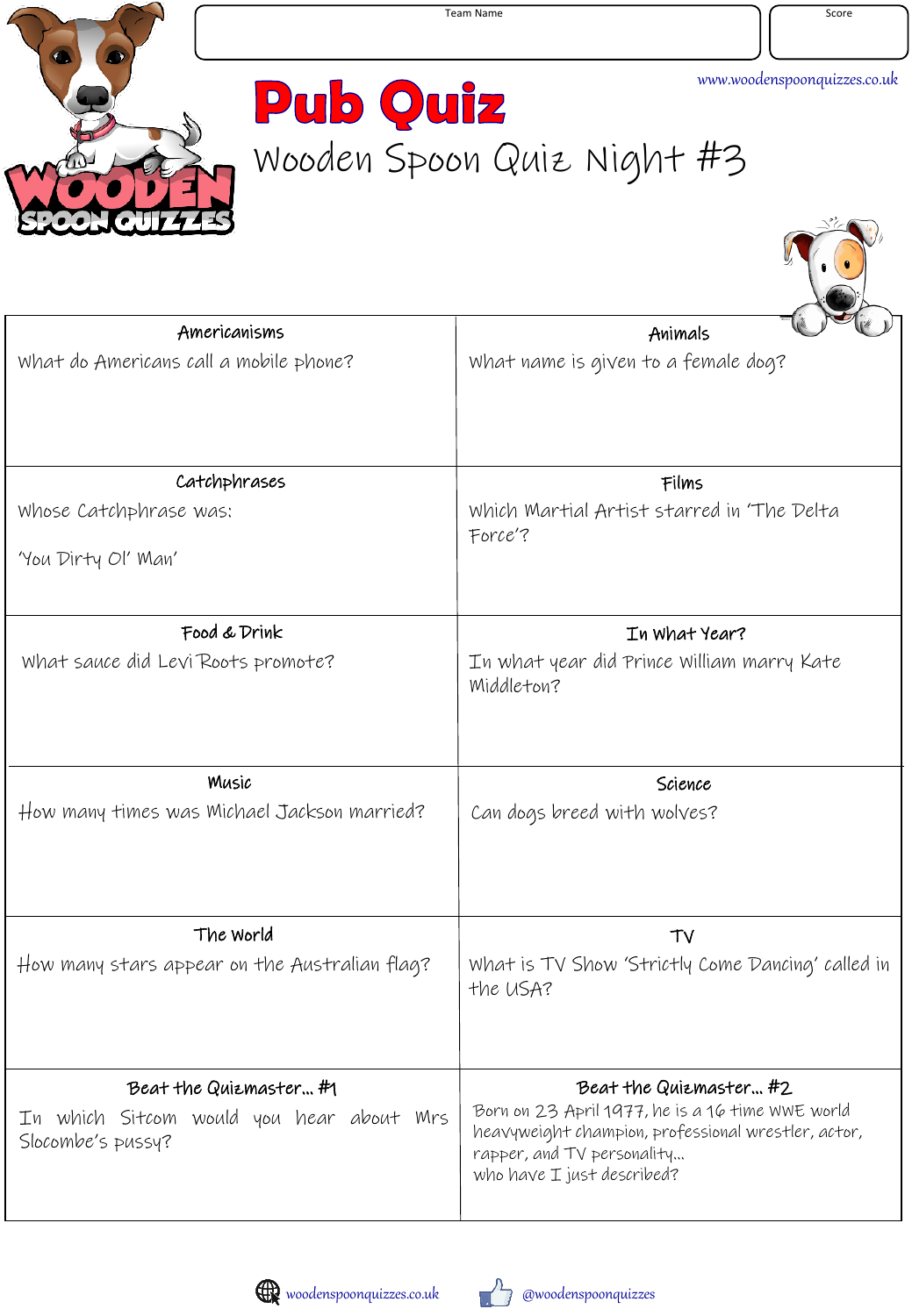Team Name

Score

www.woodenspoonquizzes.co.uk

# Pub Quiz

## Wooden Spoon Quiz Night #3

### Americanisms

What do Americans call a mobile phone?

### Animals

What name is given to a female dog?

### Catchphrases

Whose Catchphrase was:

'You Dirty Ol' Man'

### Films

Which Martial Artist starred in 'The Delta Force'?

### Food & Drink

What sauce did Levi Roots promote?

### In What Year?

In what year did Prince William marry Kate Middleton?

### Music

How many times was Michael Jackson married?

### Science

Can dogs breed with wolves?

### The World

How many stars appear on the Australian flag?

### TV

What is TV Show 'Strictly Come Dancing' called in the USA?

### Beat the Quizmaster... #1

In which Sitcom would you hear about Mrs Slocombe's pussy?

### Beat the Quizmaster... #2

Born on 23 April 1977, he is a 16 time WWE world heavyweight champion, professional wrestler, actor, rapper, and TV personality...
who have I just described?

woodenspoonquizzes.co.uk

@woodenspoonquizzes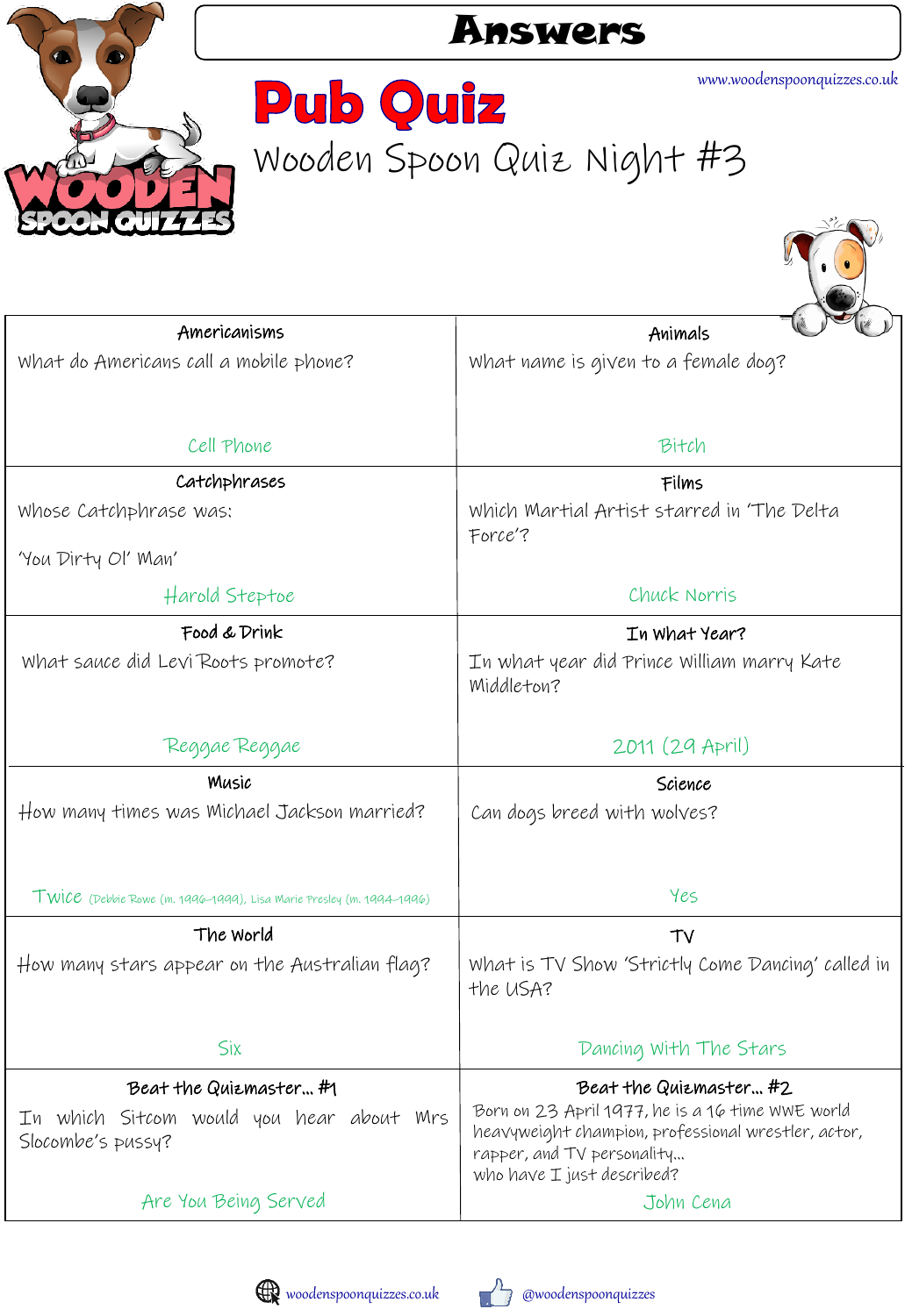# Answers

# Pub Quiz

## Wooden Spoon Quiz Night #3

www.woodenspoonquizzes.co.uk

| | |
|---|---|
| **Americanisms**<br>What do Americans call a mobile phone?<br><br>Cell Phone | **Animals**<br>What name is given to a female dog?<br><br>Bitch |
| **Catchphrases**<br>Whose Catchphrase was:<br>'You Dirty Ol' Man'<br><br>Harold Steptoe | **Films**<br>Which Martial Artist starred in 'The Delta Force'?<br><br>Chuck Norris |
| **Food & Drink**<br>What sauce did Levi Roots promote?<br><br>Reggae Reggae | **In What Year?**<br>In what year did Prince William marry Kate Middleton?<br><br>2011 (29 April) |
| **Music**<br>How many times was Michael Jackson married?<br><br>Twice (Debbie Rowe (m. 1996–1999), Lisa Marie Presley (m. 1994–1996) | **Science**<br>Can dogs breed with wolves?<br><br>Yes |
| **The World**<br>How many stars appear on the Australian flag?<br><br>Six | **TV**<br>What is TV Show 'Strictly Come Dancing' called in the USA?<br><br>Dancing With The Stars |
| **Beat the Quizmaster... #1**<br>In which Sitcom would you hear about Mrs Slocombe's pussy?<br><br>Are You Being Served | **Beat the Quizmaster... #2**<br>Born on 23 April 1977, he is a 16 time WWE world heavyweight champion, professional wrestler, actor, rapper, and TV personality...<br>who have I just described?<br><br>John Cena |

woodenspoonquizzes.co.uk @woodenspoonquizzes